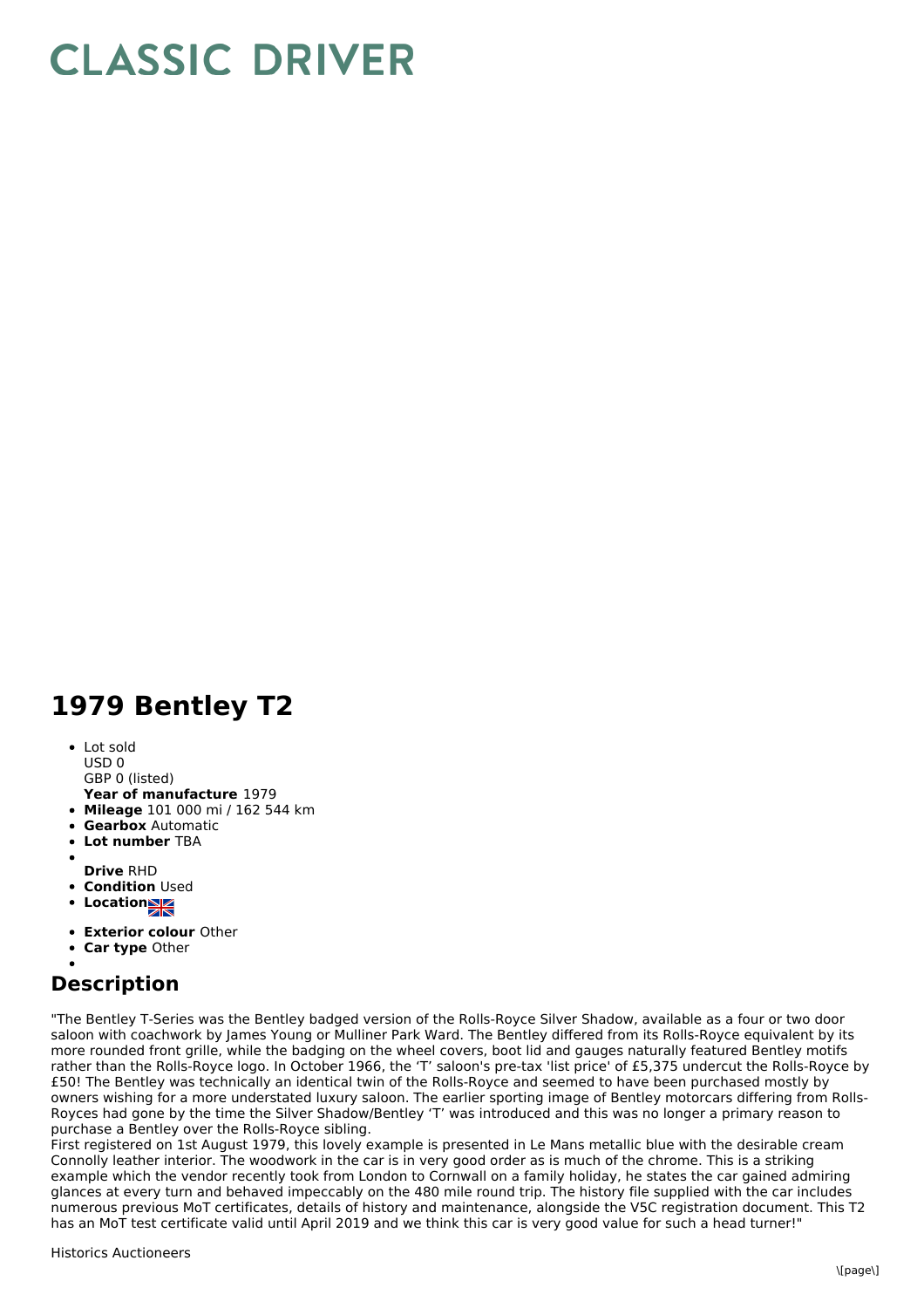# CLASSIC DRIVER

## 1979 Bentley T2

- Lot sold
  USD 0
  GBP 0 (listed)
  **Year of manufacture** 1979
- **Mileage** 101 000 mi / 162 544 km
- **Gearbox** Automatic
- **Lot number** TBA
- 
  **Drive** RHD
- **Condition** Used
- **Location**
- **Exterior colour** Other
- **Car type** Other
- 

## Description

"The Bentley T-Series was the Bentley badged version of the Rolls-Royce Silver Shadow, available as a four or two door saloon with coachwork by James Young or Mulliner Park Ward. The Bentley differed from its Rolls-Royce equivalent by its more rounded front grille, while the badging on the wheel covers, boot lid and gauges naturally featured Bentley motifs rather than the Rolls-Royce logo. In October 1966, the 'T' saloon's pre-tax 'list price' of £5,375 undercut the Rolls-Royce by £50! The Bentley was technically an identical twin of the Rolls-Royce and seemed to have been purchased mostly by owners wishing for a more understated luxury saloon. The earlier sporting image of Bentley motorcars differing from Rolls-Royces had gone by the time the Silver Shadow/Bentley 'T' was introduced and this was no longer a primary reason to purchase a Bentley over the Rolls-Royce sibling.
First registered on 1st August 1979, this lovely example is presented in Le Mans metallic blue with the desirable cream Connolly leather interior. The woodwork in the car is in very good order as is much of the chrome. This is a striking example which the vendor recently took from London to Cornwall on a family holiday, he states the car gained admiring glances at every turn and behaved impeccably on the 480 mile round trip. The history file supplied with the car includes numerous previous MoT certificates, details of history and maintenance, alongside the V5C registration document. This T2 has an MoT test certificate valid until April 2019 and we think this car is very good value for such a head turner!"

Historics Auctioneers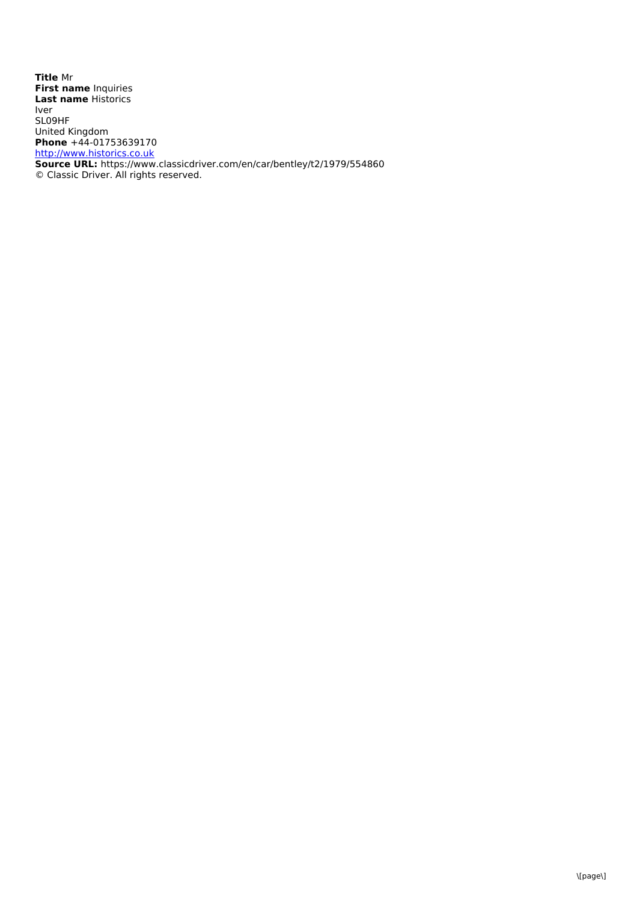**Title** Mr
**First name** Inquiries
**Last name** Historics
Iver
SL09HF
United Kingdom
**Phone** +44-01753639170
[http://www.historics.co.uk](http://www.historics.co.uk)
**Source URL:** https://www.classicdriver.com/en/car/bentley/t2/1979/554860
© Classic Driver. All rights reserved.